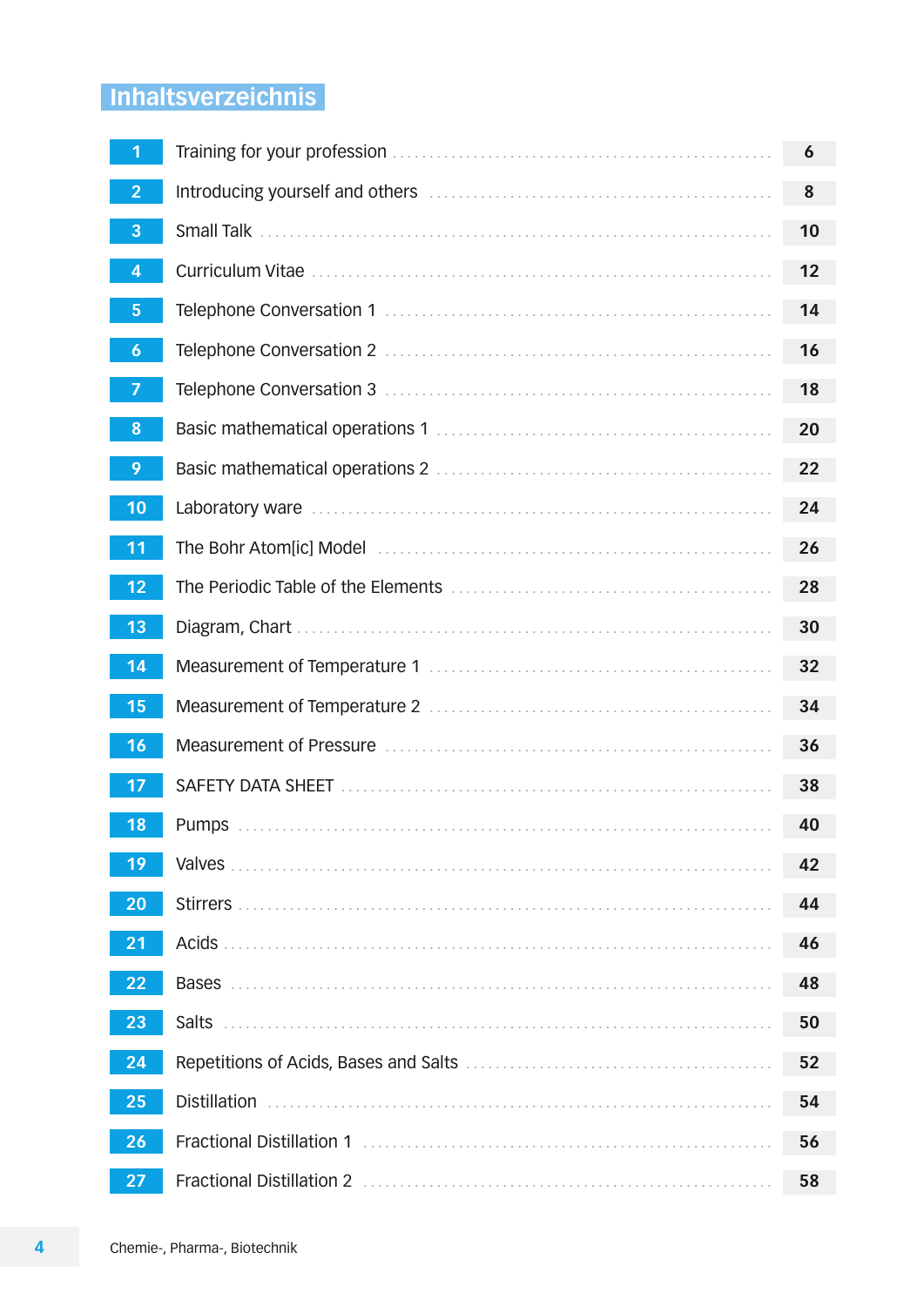# Inhaltsverzeichnis

| Nr. | Thema | Seite |
|---|---|---|
| 1 | Training for your profession | 6 |
| 2 | Introducing yourself and others | 8 |
| 3 | Small Talk | 10 |
| 4 | Curriculum Vitae | 12 |
| 5 | Telephone Conversation 1 | 14 |
| 6 | Telephone Conversation 2 | 16 |
| 7 | Telephone Conversation 3 | 18 |
| 8 | Basic mathematical operations 1 | 20 |
| 9 | Basic mathematical operations 2 | 22 |
| 10 | Laboratory ware | 24 |
| 11 | The Bohr Atom[ic] Model | 26 |
| 12 | The Periodic Table of the Elements | 28 |
| 13 | Diagram, Chart | 30 |
| 14 | Measurement of Temperature 1 | 32 |
| 15 | Measurement of Temperature 2 | 34 |
| 16 | Measurement of Pressure | 36 |
| 17 | SAFETY DATA SHEET | 38 |
| 18 | Pumps | 40 |
| 19 | Valves | 42 |
| 20 | Stirrers | 44 |
| 21 | Acids | 46 |
| 22 | Bases | 48 |
| 23 | Salts | 50 |
| 24 | Repetitions of Acids, Bases and Salts | 52 |
| 25 | Distillation | 54 |
| 26 | Fractional Distillation 1 | 56 |
| 27 | Fractional Distillation 2 | 58 |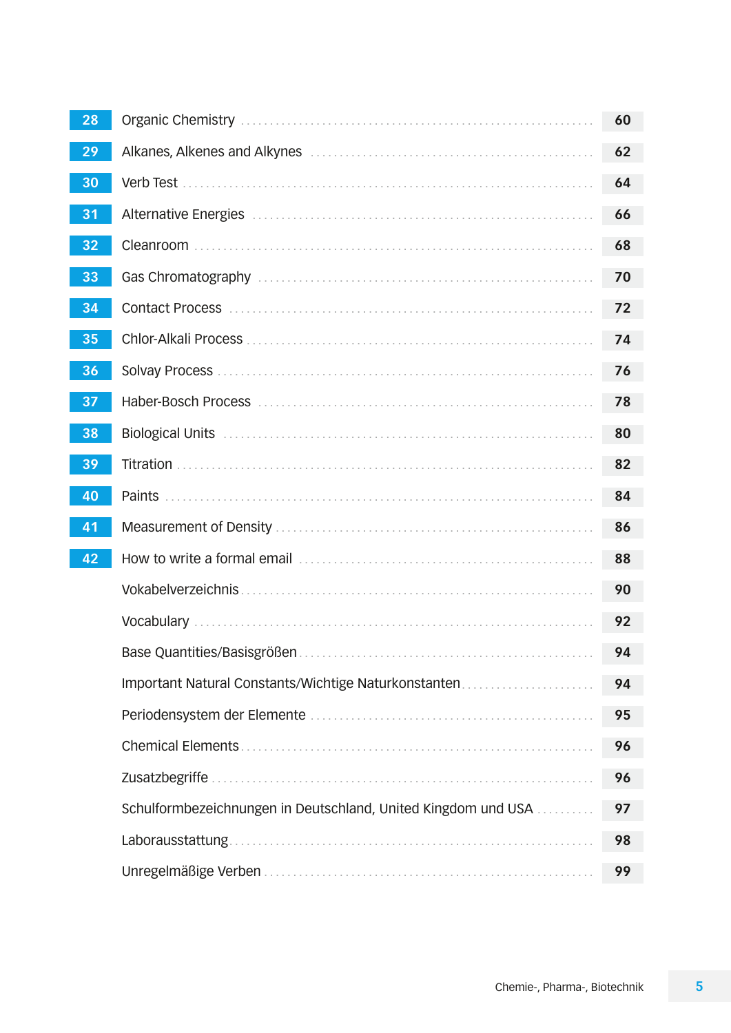| | | |
|---|---|---|
| 28 | Organic Chemistry | 60 |
| 29 | Alkanes, Alkenes and Alkynes | 62 |
| 30 | Verb Test | 64 |
| 31 | Alternative Energies | 66 |
| 32 | Cleanroom | 68 |
| 33 | Gas Chromatography | 70 |
| 34 | Contact Process | 72 |
| 35 | Chlor-Alkali Process | 74 |
| 36 | Solvay Process | 76 |
| 37 | Haber-Bosch Process | 78 |
| 38 | Biological Units | 80 |
| 39 | Titration | 82 |
| 40 | Paints | 84 |
| 41 | Measurement of Density | 86 |
| 42 | How to write a formal email | 88 |
| | Vokabelverzeichnis | 90 |
| | Vocabulary | 92 |
| | Base Quantities/Basisgrößen | 94 |
| | Important Natural Constants/Wichtige Naturkonstanten | 94 |
| | Periodensystem der Elemente | 95 |
| | Chemical Elements | 96 |
| | Zusatzbegriffe | 96 |
| | Schulformbezeichnungen in Deutschland, United Kingdom und USA | 97 |
| | Laborausstattung | 98 |
| | Unregelmäßige Verben | 99 |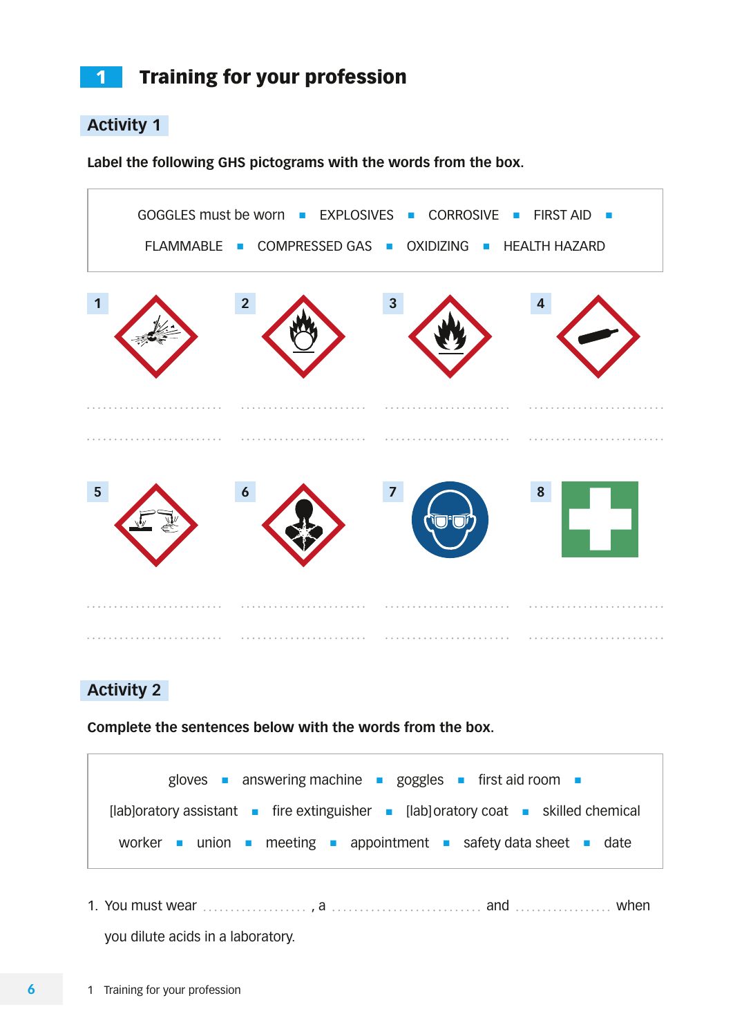# 1 Training for your profession

## Activity 1

**Label the following GHS pictograms with the words from the box.**

GOGGLES must be worn ▪ EXPLOSIVES ▪ CORROSIVE ▪ FIRST AID ▪ FLAMMABLE ▪ COMPRESSED GAS ▪ OXIDIZING ▪ HEALTH HAZARD

1 ..........................

2 ..........................

3 ..........................

4 ..........................

5 ..........................

6 ..........................

7 ..........................

8 ..........................

## Activity 2

**Complete the sentences below with the words from the box.**

gloves ▪ answering machine ▪ goggles ▪ first aid room ▪ [lab]oratory assistant ▪ fire extinguisher ▪ [lab]oratory coat ▪ skilled chemical worker ▪ union ▪ meeting ▪ appointment ▪ safety data sheet ▪ date

1. You must wear .................... , a ............................ and .................. when you dilute acids in a laboratory.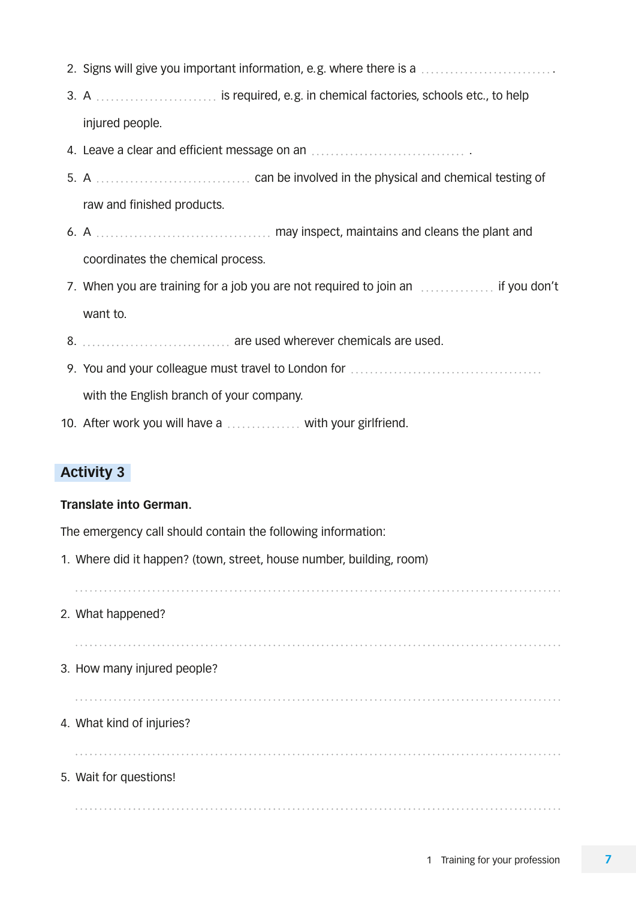2. Signs will give you important information, e.g. where there is a ............................ .
3. A .......................... is required, e.g. in chemical factories, schools etc., to help injured people.
4. Leave a clear and efficient message on an ................................ .
5. A ................................ can be involved in the physical and chemical testing of raw and finished products.
6. A ..................................... may inspect, maintains and cleans the plant and coordinates the chemical process.
7. When you are training for a job you are not required to join an ............... if you don't want to.
8. ................................ are used wherever chemicals are used.
9. You and your colleague must travel to London for ........................................ with the English branch of your company.
10. After work you will have a ............... with your girlfriend.

## Activity 3

**Translate into German.**

The emergency call should contain the following information:

1. Where did it happen? (town, street, house number, building, room)

   ..........................................................................................

2. What happened?

   ..........................................................................................

3. How many injured people?

   ..........................................................................................

4. What kind of injuries?

   ..........................................................................................

5. Wait for questions!

   ..........................................................................................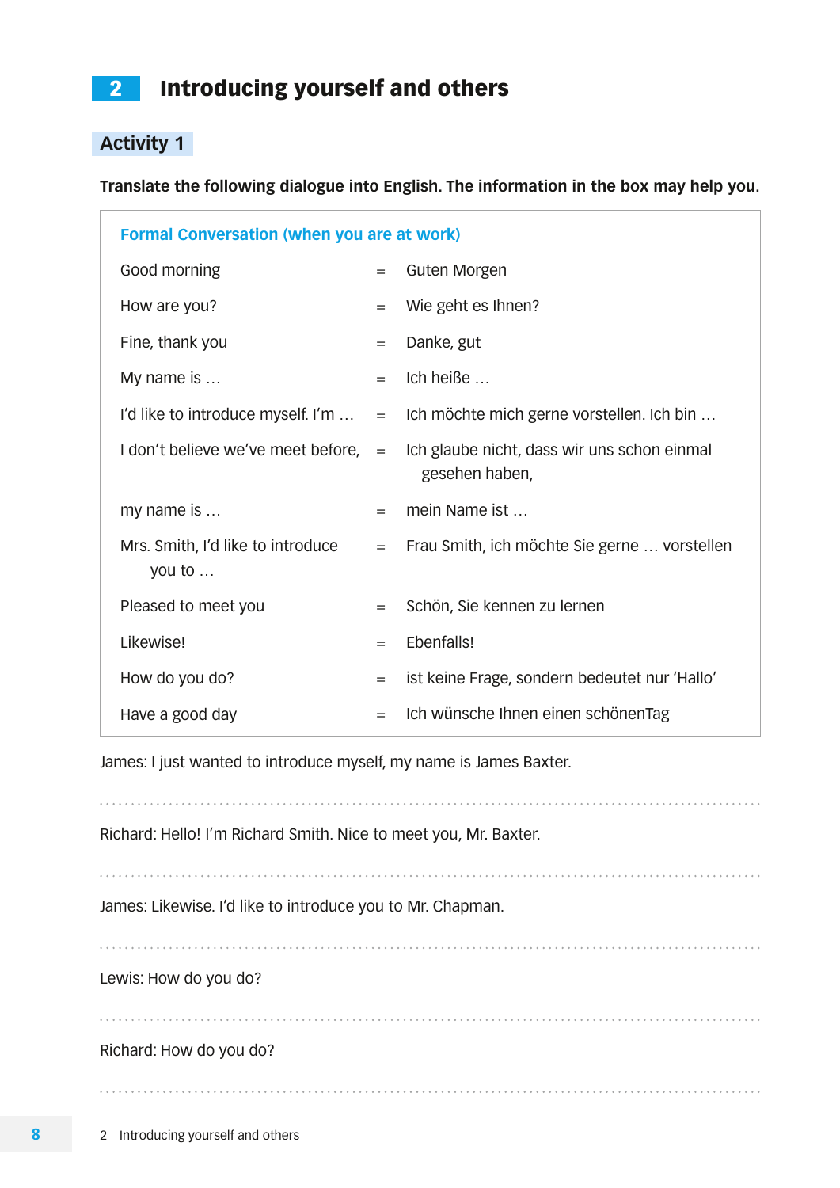## 2 Introducing yourself and others

### Activity 1

**Translate the following dialogue into English. The information in the box may help you.**

| Formal Conversation (when you are at work) | | |
|---|---|---|
| Good morning | = | Guten Morgen |
| How are you? | = | Wie geht es Ihnen? |
| Fine, thank you | = | Danke, gut |
| My name is … | = | Ich heiße … |
| I'd like to introduce myself. I'm … | = | Ich möchte mich gerne vorstellen. Ich bin … |
| I don't believe we've meet before, | = | Ich glaube nicht, dass wir uns schon einmal gesehen haben, |
| my name is … | = | mein Name ist … |
| Mrs. Smith, I'd like to introduce you to … | = | Frau Smith, ich möchte Sie gerne … vorstellen |
| Pleased to meet you | = | Schön, Sie kennen zu lernen |
| Likewise! | = | Ebenfalls! |
| How do you do? | = | ist keine Frage, sondern bedeutet nur 'Hallo' |
| Have a good day | = | Ich wünsche Ihnen einen schönenTag |

James: I just wanted to introduce myself, my name is James Baxter.

. . . . . . . . . . . . . . . . . . . . . . . . . . . . . . . . . . . . . . . . . . . . . . . . . . . . . . . . . . . . . . . . . . . . . . . . . . . . . . . . . . . . . . . . .

Richard: Hello! I'm Richard Smith. Nice to meet you, Mr. Baxter.

. . . . . . . . . . . . . . . . . . . . . . . . . . . . . . . . . . . . . . . . . . . . . . . . . . . . . . . . . . . . . . . . . . . . . . . . . . . . . . . . . . . . . . . . . . . . . . . . . . . . . .

James: Likewise. I'd like to introduce you to Mr. Chapman.

. . . . . . . . . . . . . . . . . . . . . . . . . . . . . . . . . . . . . . . . . . . . . . . . . . . . . . . . . . . . . . . . . . . . . . . . . . . . . . . . . . . . . . . . . . . . . . . . . . . . . .

Lewis: How do you do?

. . . . . . . . . . . . . . . . . . . . . . . . . . . . . . . . . . . . . . . . . . . . . . . . . . . . . . . . . . . . . . . . . . . . . . . . . . . . . . . . . . . . . . . . . . . . . . . . . . . . . .

Richard: How do you do?

. . . . . . . . . . . . . . . . . . . . . . . . . . . . . . . . . . . . . . . . . . . . . . . . . . . . . . . . . . . . . . . . . . . . . . . . . . . . . . . . . . . . . . . . . . . . . . . . . . . . . .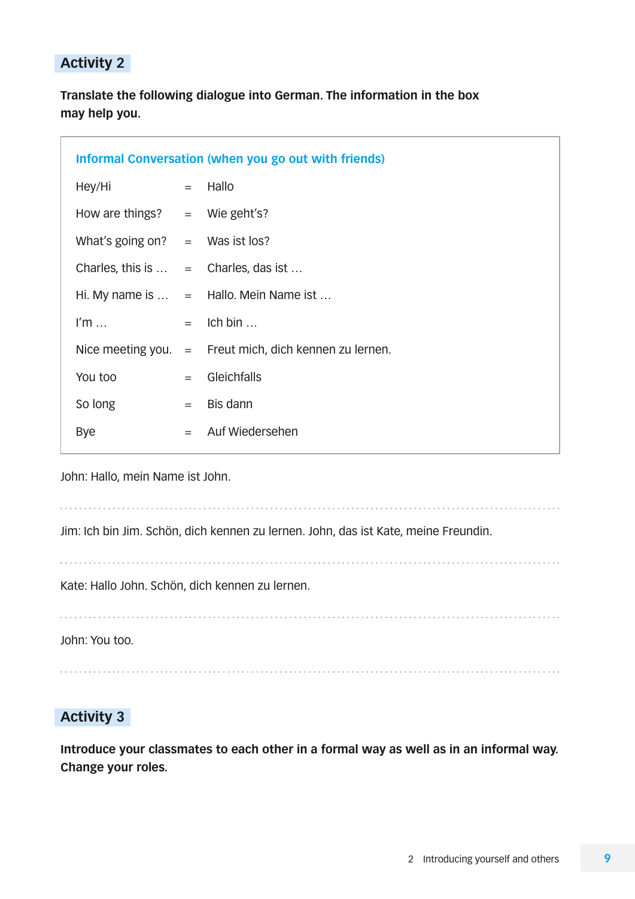## Activity 2

**Translate the following dialogue into German. The information in the box may help you.**

**Informal Conversation (when you go out with friends)**

| | | |
|---|---|---|
| Hey/Hi | = | Hallo |
| How are things? | = | Wie geht's? |
| What's going on? | = | Was ist los? |
| Charles, this is … | = | Charles, das ist … |
| Hi. My name is … | = | Hallo. Mein Name ist … |
| I'm … | = | Ich bin … |
| Nice meeting you. | = | Freut mich, dich kennen zu lernen. |
| You too | = | Gleichfalls |
| So long | = | Bis dann |
| Bye | = | Auf Wiedersehen |

John: Hallo, mein Name ist John.

. . . . . . . . . . . . . . . . . . . . . . . . . . . . . . . . . . . . . . . . . . . . . . . . . . . . . . . . . . . . . . . . . . . . . . . .

Jim: Ich bin Jim. Schön, dich kennen zu lernen. John, das ist Kate, meine Freundin.

. . . . . . . . . . . . . . . . . . . . . . . . . . . . . . . . . . . . . . . . . . . . . . . . . . . . . . . . . . . . . . . . . . . . . . . .

Kate: Hallo John. Schön, dich kennen zu lernen.

. . . . . . . . . . . . . . . . . . . . . . . . . . . . . . . . . . . . . . . . . . . . . . . . . . . . . . . . . . . . . . . . . . . . . . . .

John: You too.

. . . . . . . . . . . . . . . . . . . . . . . . . . . . . . . . . . . . . . . . . . . . . . . . . . . . . . . . . . . . . . . . . . . . . . . .

## Activity 3

**Introduce your classmates to each other in a formal way as well as in an informal way. Change your roles.**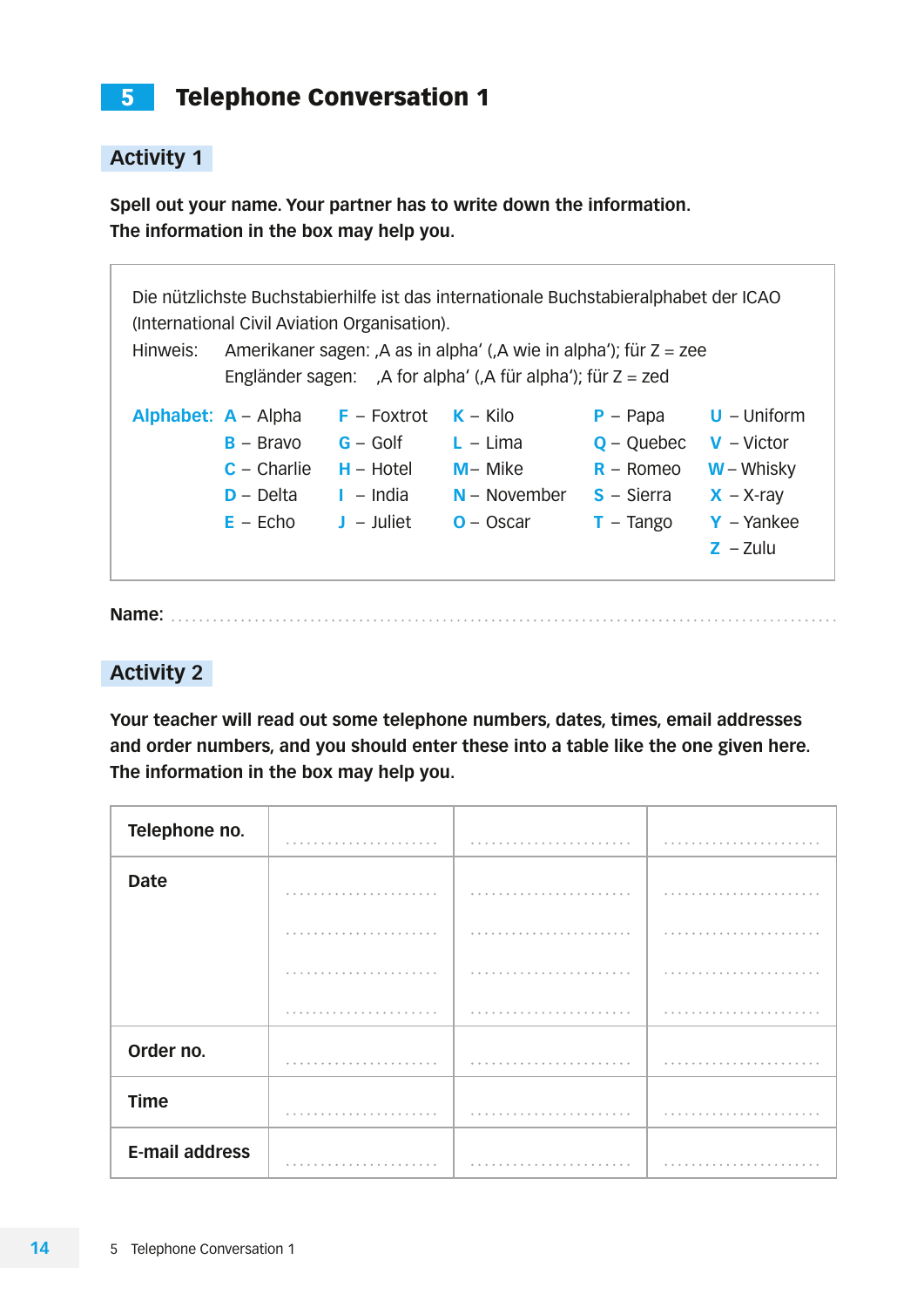# 5 Telephone Conversation 1

## Activity 1

**Spell out your name. Your partner has to write down the information.**
**The information in the box may help you.**

Die nützlichste Buchstabierhilfe ist das internationale Buchstabieralphabet der ICAO (International Civil Aviation Organisation).

Hinweis: Amerikaner sagen: ‚A as in alpha' (‚A wie in alpha'); für Z = zee
Engländer sagen: ‚A for alpha' (‚A für alpha'); für Z = zed

**Alphabet:**

| | | | | |
|---|---|---|---|---|
| A – Alpha | F – Foxtrot | K – Kilo | P – Papa | U – Uniform |
| B – Bravo | G – Golf | L – Lima | Q – Quebec | V – Victor |
| C – Charlie | H – Hotel | M – Mike | R – Romeo | W – Whisky |
| D – Delta | I – India | N – November | S – Sierra | X – X-ray |
| E – Echo | J – Juliet | O – Oscar | T – Tango | Y – Yankee |
| | | | | Z – Zulu |

**Name:** ..............................................................................................

## Activity 2

**Your teacher will read out some telephone numbers, dates, times, email addresses and order numbers, and you should enter these into a table like the one given here. The information in the box may help you.**

| | | | |
|---|---|---|---|
| **Telephone no.** | ........................ | ........................ | ........................ |
| **Date** | ........................ | ........................ | ........................ |
| | ........................ | ........................ | ........................ |
| | ........................ | ........................ | ........................ |
| | ........................ | ........................ | ........................ |
| **Order no.** | ........................ | ........................ | ........................ |
| **Time** | ........................ | ........................ | ........................ |
| **E-mail address** | ........................ | ........................ | ........................ |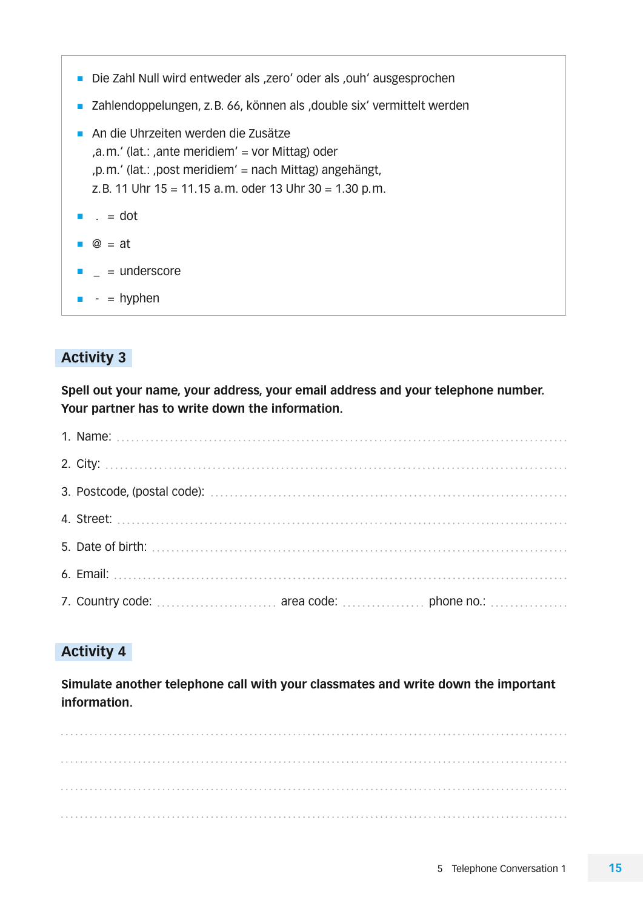- Die Zahl Null wird entweder als ‚zero' oder als ‚ouh' ausgesprochen
- Zahlendoppelungen, z.B. 66, können als ‚double six' vermittelt werden
- An die Uhrzeiten werden die Zusätze
  ‚a.m.' (lat.: ‚ante meridiem' = vor Mittag) oder
  ‚p.m.' (lat.: ‚post meridiem' = nach Mittag) angehängt,
  z.B. 11 Uhr 15 = 11.15 a.m. oder 13 Uhr 30 = 1.30 p.m.
- . = dot
- @ = at
- _ = underscore
- - = hyphen

## Activity 3

**Spell out your name, your address, your email address and your telephone number. Your partner has to write down the information.**

1. Name: ..........................................................................................
2. City: ..........................................................................................
3. Postcode, (postal code): ..........................................................................................
4. Street: ..........................................................................................
5. Date of birth: ..........................................................................................
6. Email: ..........................................................................................
7. Country code: .......................... area code: ................. phone no.: ................

## Activity 4

**Simulate another telephone call with your classmates and write down the important information.**

..........................................................................................

..........................................................................................

..........................................................................................

..........................................................................................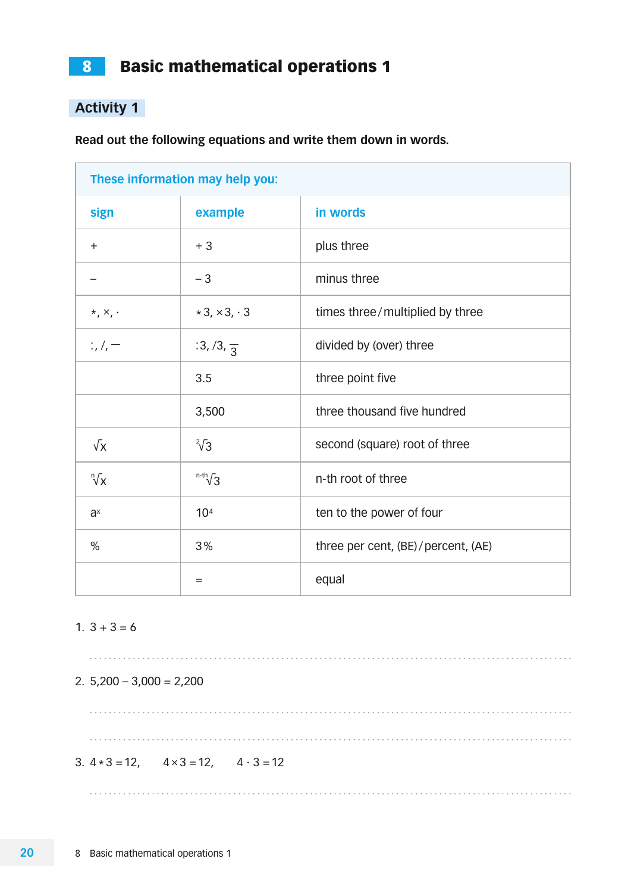# 8 Basic mathematical operations 1

## Activity 1

**Read out the following equations and write them down in words.**

| These information may help you: | | |
|---|---|---|
| **sign** | **example** | **in words** |
| + | + 3 | plus three |
| – | – 3 | minus three |
| *, ×, · | * 3, × 3, · 3 | times three / multiplied by three |
| :, /, — | :3, /3, $\frac{}{3}$ | divided by (over) three |
| | 3.5 | three point five |
| | 3,500 | three thousand five hundred |
| $\sqrt{x}$ | $\sqrt[2]{3}$ | second (square) root of three |
| $\sqrt[n]{x}$ | $\sqrt[n\text{-th}]{3}$ | n-th root of three |
| $a^x$ | $10^4$ | ten to the power of four |
| % | 3 % | three per cent, (BE) / percent, (AE) |
| | = | equal |

1. 3 + 3 = 6

. . . . . . . . . . . . . . . . . . . . . . . . . . . . . . . . . . . . . . . . . . . . . . . . . . . . . . . . . . . . . . . . . . . . . . . .

2. 5,200 – 3,000 = 2,200

. . . . . . . . . . . . . . . . . . . . . . . . . . . . . . . . . . . . . . . . . . . . . . . . . . . . . . . . . . . . . . . . . . . . . . . .

. . . . . . . . . . . . . . . . . . . . . . . . . . . . . . . . . . . . . . . . . . . . . . . . . . . . . . . . . . . . . . . . . . . . . . . .

3. 4 * 3 = 12, 4 × 3 = 12, 4 · 3 = 12

. . . . . . . . . . . . . . . . . . . . . . . . . . . . . . . . . . . . . . . . . . . . . . . . . . . . . . . . . . . . . . . . . . . . . . . .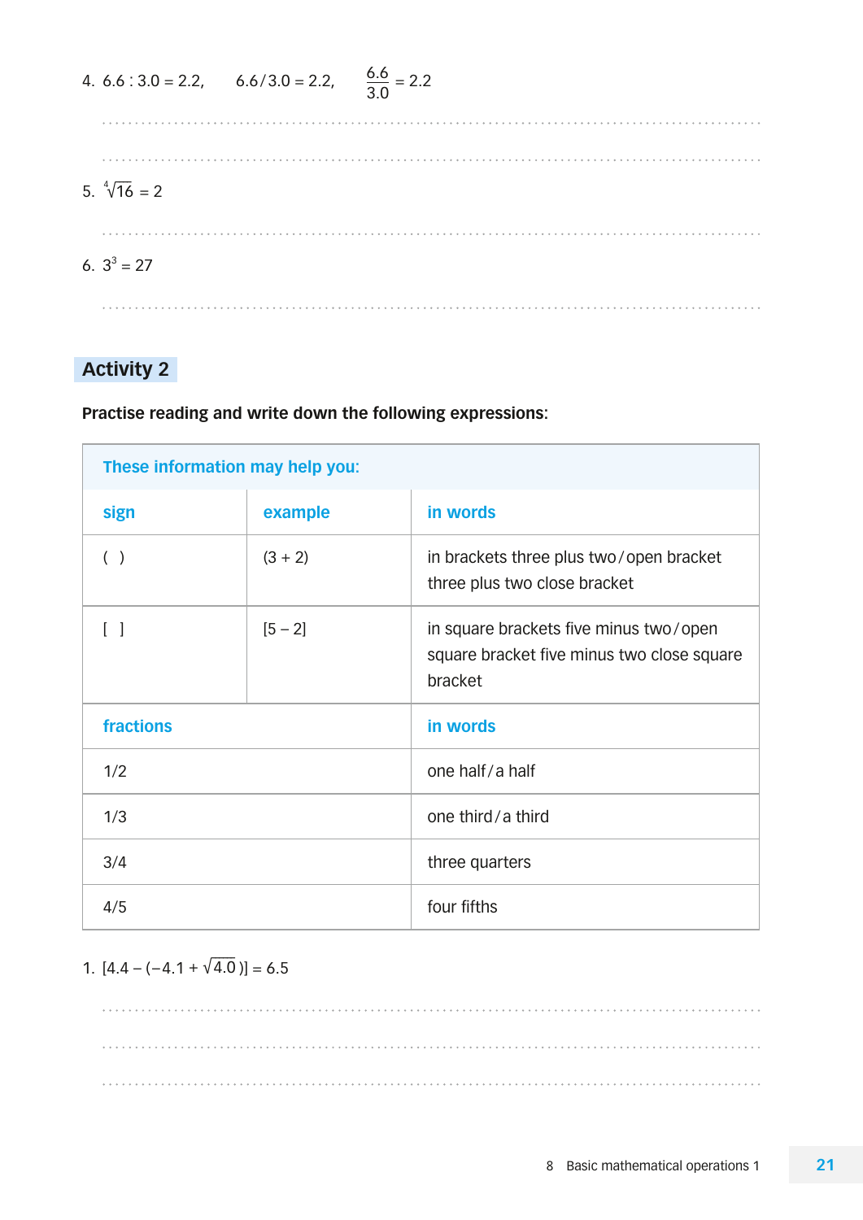4. $6.6 : 3.0 = 2.2$, $6.6/3.0 = 2.2$, $\frac{6.6}{3.0} = 2.2$

...................................................................................................................

...................................................................................................................

5. $\sqrt[4]{16} = 2$

...................................................................................................................

6. $3^3 = 27$

...................................................................................................................

## Activity 2

**Practise reading and write down the following expressions:**

| These information may help you: | | |
|---|---|---|
| **sign** | **example** | **in words** |
| ( ) | (3 + 2) | in brackets three plus two / open bracket three plus two close bracket |
| [ ] | [5 – 2] | in square brackets five minus two / open square bracket five minus two close square bracket |
| **fractions** | | **in words** |
| 1/2 | | one half / a half |
| 1/3 | | one third / a third |
| 3/4 | | three quarters |
| 4/5 | | four fifths |

1. $[4.4 - (-4.1 + \sqrt{4.0})] = 6.5$

...................................................................................................................

...................................................................................................................

...................................................................................................................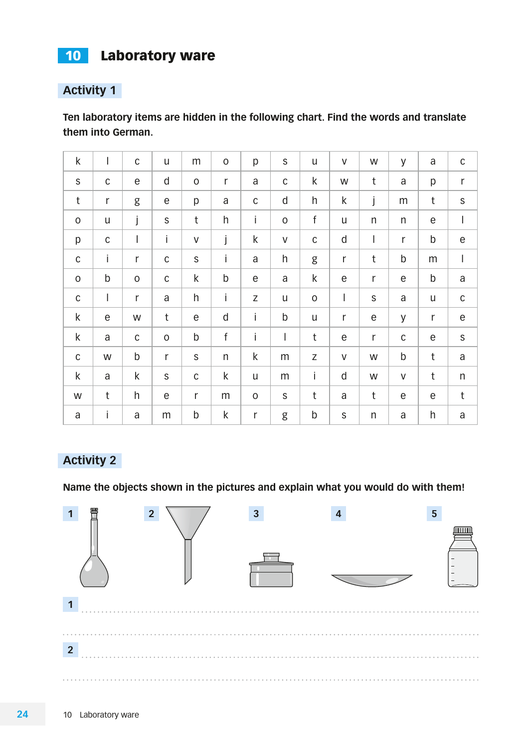# 10 Laboratory ware

## Activity 1

**Ten laboratory items are hidden in the following chart. Find the words and translate them into German.**

| | | | | | | | | | | | | | |
|---|---|---|---|---|---|---|---|---|---|---|---|---|---|
| k | l | c | u | m | o | p | s | u | v | w | y | a | c |
| s | c | e | d | o | r | a | c | k | w | t | a | p | r |
| t | r | g | e | p | a | c | d | h | k | j | m | t | s |
| o | u | j | s | t | h | i | o | f | u | n | n | e | l |
| p | c | l | i | v | j | k | v | c | d | l | r | b | e |
| c | i | r | c | s | i | a | h | g | r | t | b | m | l |
| o | b | o | c | k | b | e | a | k | e | r | e | b | a |
| c | l | r | a | h | i | z | u | o | l | s | a | u | c |
| k | e | w | t | e | d | i | b | u | r | e | y | r | e |
| k | a | c | o | b | f | i | l | t | e | r | c | e | s |
| c | w | b | r | s | n | k | m | z | v | w | b | t | a |
| k | a | k | s | c | k | u | m | i | d | w | v | t | n |
| w | t | h | e | r | m | o | s | t | a | t | e | e | t |
| a | i | a | m | b | k | r | g | b | s | n | a | h | a |

## Activity 2

**Name the objects shown in the pictures and explain what you would do with them!**

1 2 3 4 5

1 ........................................................................................................

........................................................................................................

2 ........................................................................................................

........................................................................................................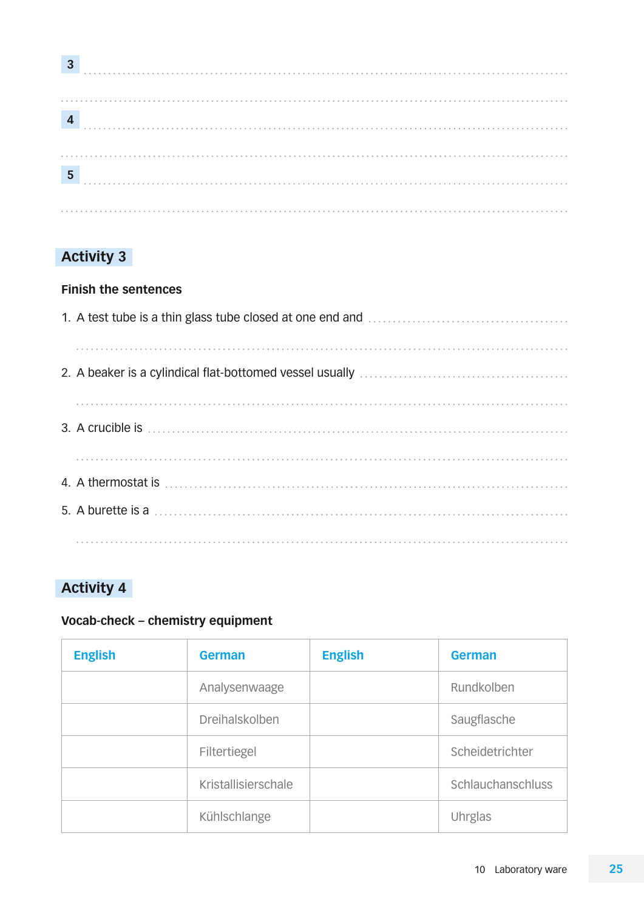3 ...........................................................................................

...........................................................................................

4 ...........................................................................................

...........................................................................................

5 ...........................................................................................

...........................................................................................

## Activity 3

**Finish the sentences**

1. A test tube is a thin glass tube closed at one end and ...........................................

   ...........................................................................................

2. A beaker is a cylindrical flat-bottomed vessel usually ...........................................

   ...........................................................................................

3. A crucible is ...........................................................................................

   ...........................................................................................

4. A thermostat is ...........................................................................................

5. A burette is a ...........................................................................................

   ...........................................................................................

## Activity 4

**Vocab-check – chemistry equipment**

| English | German | English | German |
|---|---|---|---|
| | Analysenwaage | | Rundkolben |
| | Dreihalskolben | | Saugflasche |
| | Filtertiegel | | Scheidetrichter |
| | Kristallisierschale | | Schlauchanschluss |
| | Kühlschlange | | Uhrglas |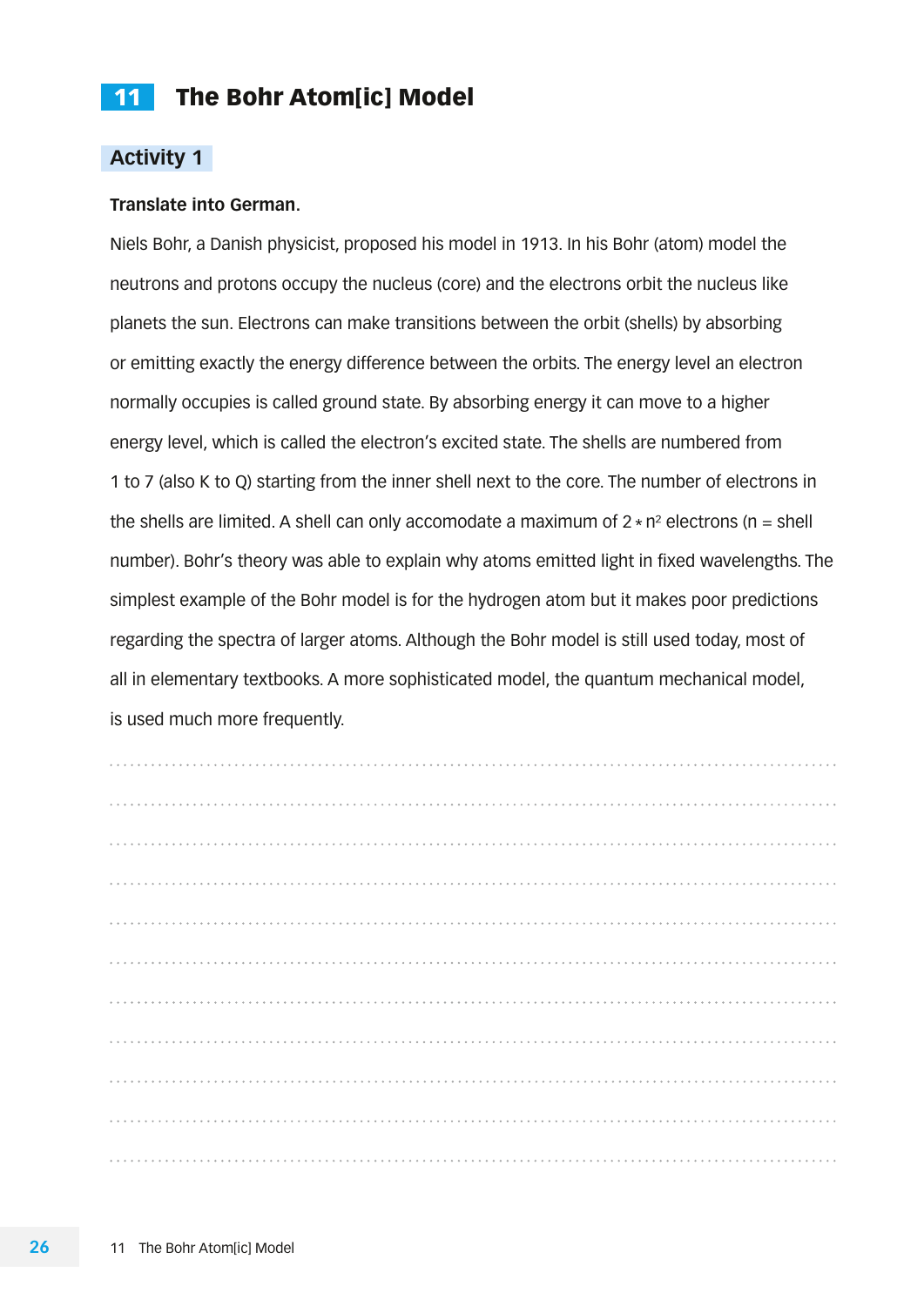# 11 The Bohr Atom[ic] Model

## Activity 1

**Translate into German.**

Niels Bohr, a Danish physicist, proposed his model in 1913. In his Bohr (atom) model the neutrons and protons occupy the nucleus (core) and the electrons orbit the nucleus like planets the sun. Electrons can make transitions between the orbit (shells) by absorbing or emitting exactly the energy difference between the orbits. The energy level an electron normally occupies is called ground state. By absorbing energy it can move to a higher energy level, which is called the electron's excited state. The shells are numbered from 1 to 7 (also K to Q) starting from the inner shell next to the core. The number of electrons in the shells are limited. A shell can only accomodate a maximum of $2 * n^2$ electrons ($n$ = shell number). Bohr's theory was able to explain why atoms emitted light in fixed wavelengths. The simplest example of the Bohr model is for the hydrogen atom but it makes poor predictions regarding the spectra of larger atoms. Although the Bohr model is still used today, most of all in elementary textbooks. A more sophisticated model, the quantum mechanical model, is used much more frequently.

.......................................................................................................................

.......................................................................................................................

.......................................................................................................................

.......................................................................................................................

.......................................................................................................................

.......................................................................................................................

.......................................................................................................................

.......................................................................................................................

.......................................................................................................................

.......................................................................................................................

.......................................................................................................................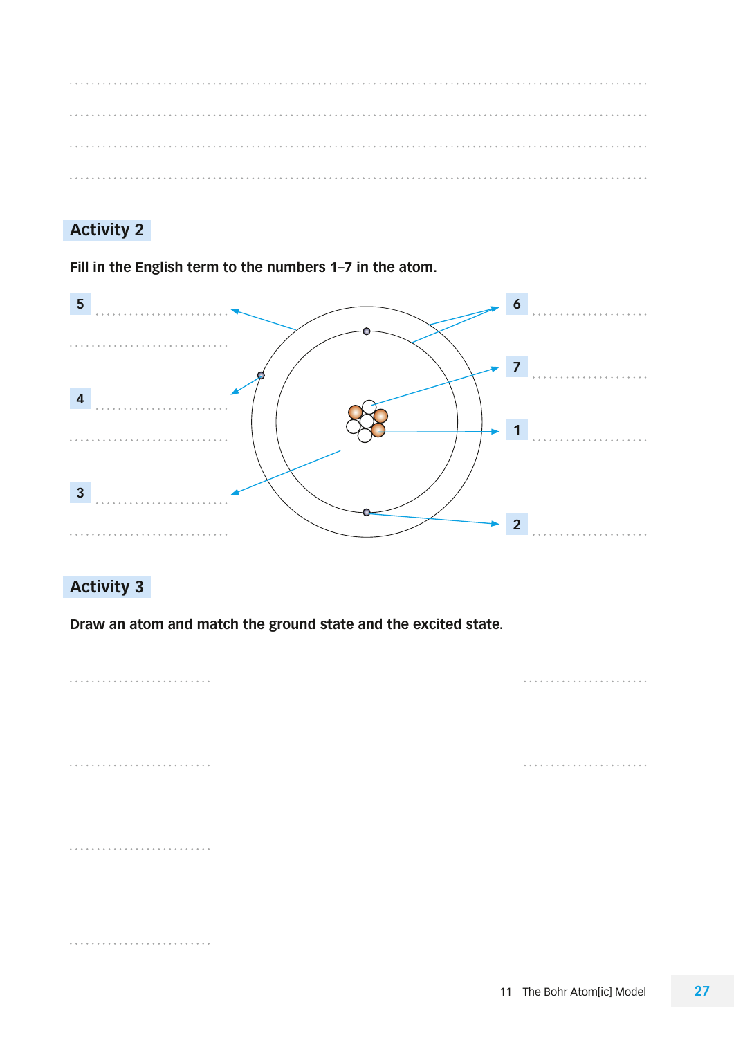## Activity 2

**Fill in the English term to the numbers 1–7 in the atom.**

5 ...........................

4 ...........................

3 ...........................

6 ...........................

7 ...........................

1 ...........................

2 ...........................

## Activity 3

**Draw an atom and match the ground state and the excited state.**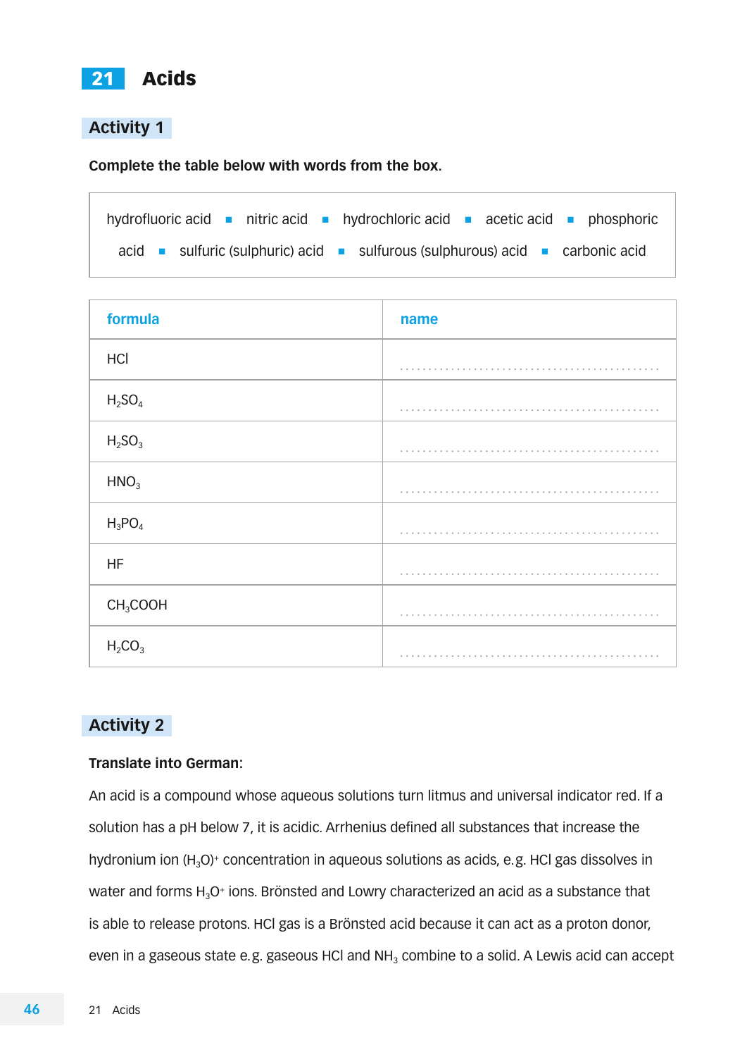# 21 Acids

## Activity 1

**Complete the table below with words from the box.**

hydrofluoric acid ■ nitric acid ■ hydrochloric acid ■ acetic acid ■ phosphoric acid ■ sulfuric (sulphuric) acid ■ sulfurous (sulphurous) acid ■ carbonic acid

| formula | name |
|---|---|
| $HCl$ | ............................................. |
| $H_2SO_4$ | ............................................. |
| $H_2SO_3$ | ............................................. |
| $HNO_3$ | ............................................. |
| $H_3PO_4$ | ............................................. |
| $HF$ | ............................................. |
| $CH_3COOH$ | ............................................. |
| $H_2CO_3$ | ............................................. |

## Activity 2

**Translate into German:**

An acid is a compound whose aqueous solutions turn litmus and universal indicator red. If a solution has a pH below 7, it is acidic. Arrhenius defined all substances that increase the hydronium ion $(H_3O)^+$ concentration in aqueous solutions as acids, e.g. HCl gas dissolves in water and forms $H_3O^+$ ions. Brönsted and Lowry characterized an acid as a substance that is able to release protons. HCl gas is a Brönsted acid because it can act as a proton donor, even in a gaseous state e.g. gaseous HCl and $NH_3$ combine to a solid. A Lewis acid can accept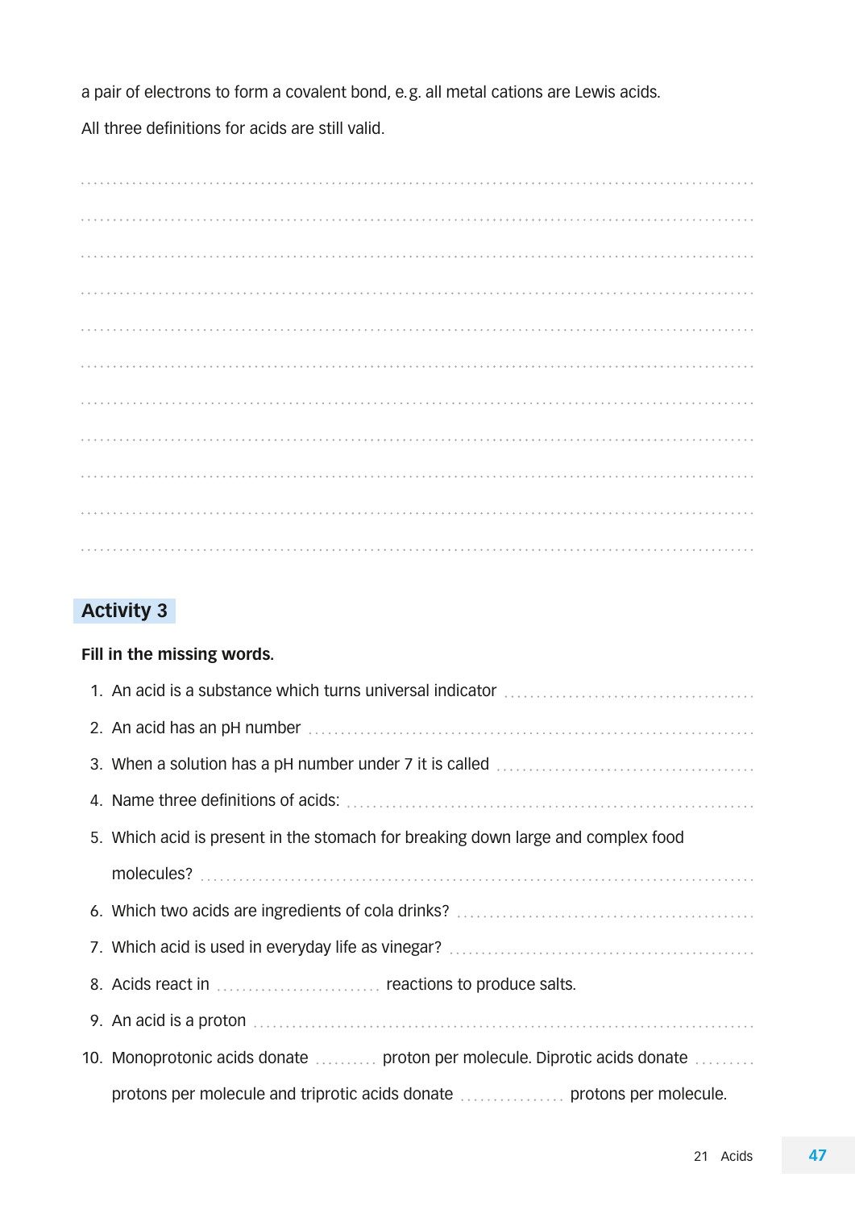a pair of electrons to form a covalent bond, e.g. all metal cations are Lewis acids.

All three definitions for acids are still valid.

..........................................................................................................................................

..........................................................................................................................................

..........................................................................................................................................

..........................................................................................................................................

..........................................................................................................................................

..........................................................................................................................................

..........................................................................................................................................

..........................................................................................................................................

..........................................................................................................................................

..........................................................................................................................................

..........................................................................................................................................

## Activity 3

**Fill in the missing words.**

1. An acid is a substance which turns universal indicator ..........................................
2. An acid has an pH number ..........................................................................
3. When a solution has a pH number under 7 it is called ..........................................
4. Name three definitions of acids: ..................................................................
5. Which acid is present in the stomach for breaking down large and complex food molecules? ..........................................................................................
6. Which two acids are ingredients of cola drinks? ..................................................
7. Which acid is used in everyday life as vinegar? ..................................................
8. Acids react in .......................... reactions to produce salts.
9. An acid is a proton ..................................................................................
10. Monoprotonic acids donate .......... proton per molecule. Diprotic acids donate ......... protons per molecule and triprotic acids donate ................ protons per molecule.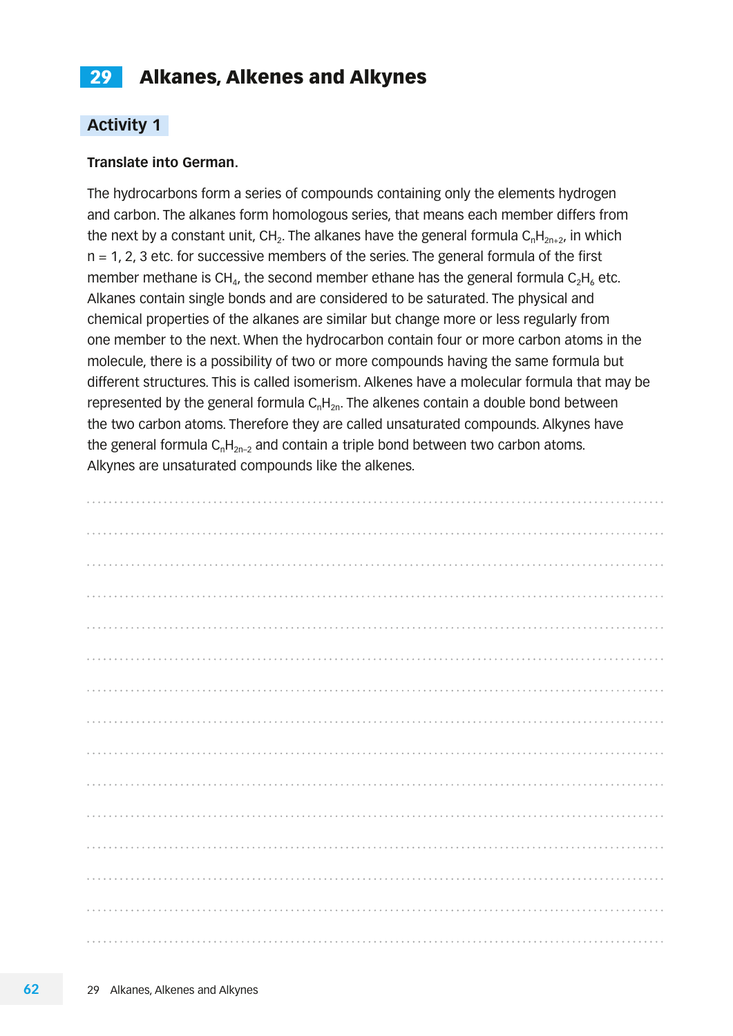# 29 Alkanes, Alkenes and Alkynes

## Activity 1

**Translate into German.**

The hydrocarbons form a series of compounds containing only the elements hydrogen and carbon. The alkanes form homologous series, that means each member differs from the next by a constant unit, $CH_2$. The alkanes have the general formula $C_nH_{2n+2}$, in which n = 1, 2, 3 etc. for successive members of the series. The general formula of the first member methane is $CH_4$, the second member ethane has the general formula $C_2H_6$ etc. Alkanes contain single bonds and are considered to be saturated. The physical and chemical properties of the alkanes are similar but change more or less regularly from one member to the next. When the hydrocarbon contain four or more carbon atoms in the molecule, there is a possibility of two or more compounds having the same formula but different structures. This is called isomerism. Alkenes have a molecular formula that may be represented by the general formula $C_nH_{2n}$. The alkenes contain a double bond between the two carbon atoms. Therefore they are called unsaturated compounds. Alkynes have the general formula $C_nH_{2n-2}$ and contain a triple bond between two carbon atoms. Alkynes are unsaturated compounds like the alkenes.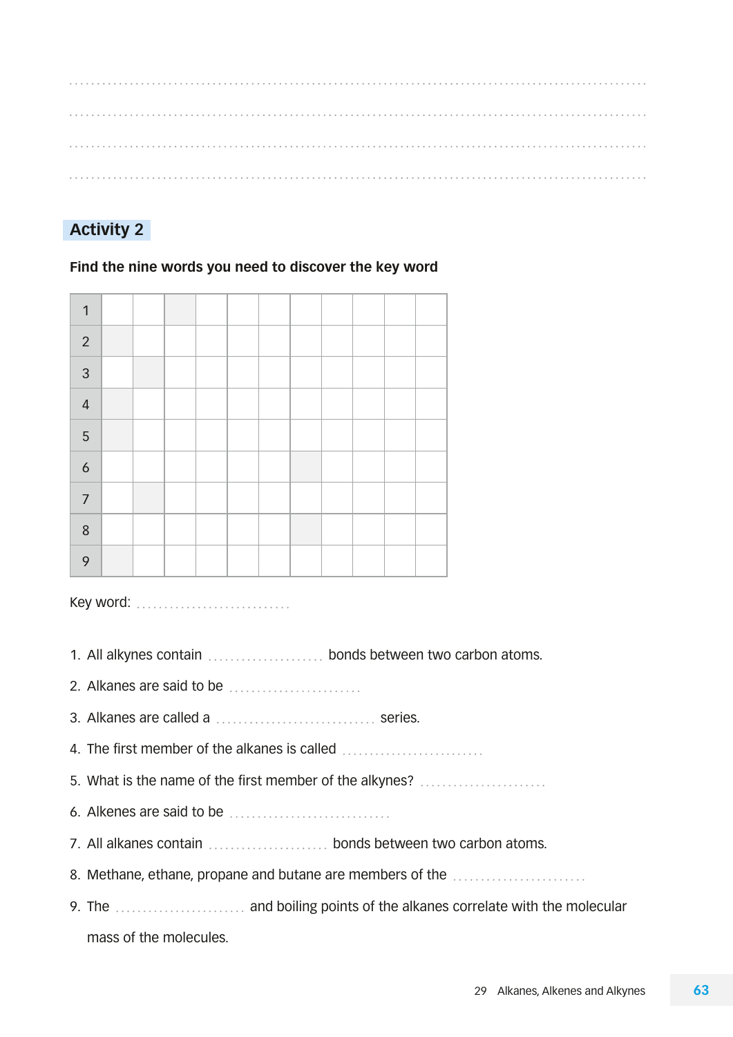## Activity 2

**Find the nine words you need to discover the key word**

| | | | | | | | | | | |
|---|---|---|---|---|---|---|---|---|---|---|
| 1 | | | | | | | | | | |
| 2 | | | | | | | | | | |
| 3 | | | | | | | | | | |
| 4 | | | | | | | | | | |
| 5 | | | | | | | | | | |
| 6 | | | | | | | | | | |
| 7 | | | | | | | | | | |
| 8 | | | | | | | | | | |
| 9 | | | | | | | | | | |

Key word: ............................

1. All alkynes contain ..................... bonds between two carbon atoms.
2. Alkanes are said to be ........................
3. Alkanes are called a ............................. series.
4. The first member of the alkanes is called ..........................
5. What is the name of the first member of the alkynes? .......................
6. Alkenes are said to be .............................
7. All alkanes contain ...................... bonds between two carbon atoms.
8. Methane, ethane, propane and butane are members of the ........................
9. The ........................ and boiling points of the alkanes correlate with the molecular mass of the molecules.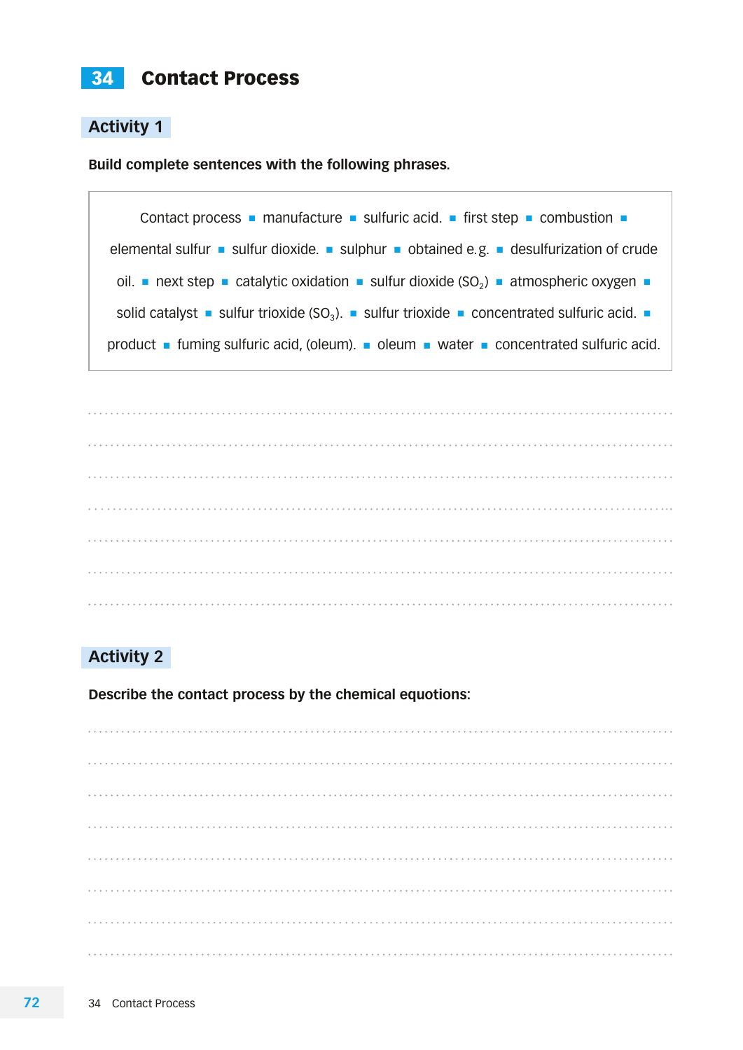# 34 Contact Process

## Activity 1

**Build complete sentences with the following phrases.**

Contact process ■ manufacture ■ sulfuric acid. ■ first step ■ combustion ■ elemental sulfur ■ sulfur dioxide. ■ sulphur ■ obtained e.g. ■ desulfurization of crude oil. ■ next step ■ catalytic oxidation ■ sulfur dioxide ($SO_2$) ■ atmospheric oxygen ■ solid catalyst ■ sulfur trioxide ($SO_3$). ■ sulfur trioxide ■ concentrated sulfuric acid. ■ product ■ fuming sulfuric acid, (oleum). ■ oleum ■ water ■ concentrated sulfuric acid.

.........................................................................................................

.........................................................................................................

.........................................................................................................

.........................................................................................................

.........................................................................................................

.........................................................................................................

.........................................................................................................

## Activity 2

**Describe the contact process by the chemical equotions:**

.........................................................................................................

.........................................................................................................

.........................................................................................................

.........................................................................................................

.........................................................................................................

.........................................................................................................

.........................................................................................................

.........................................................................................................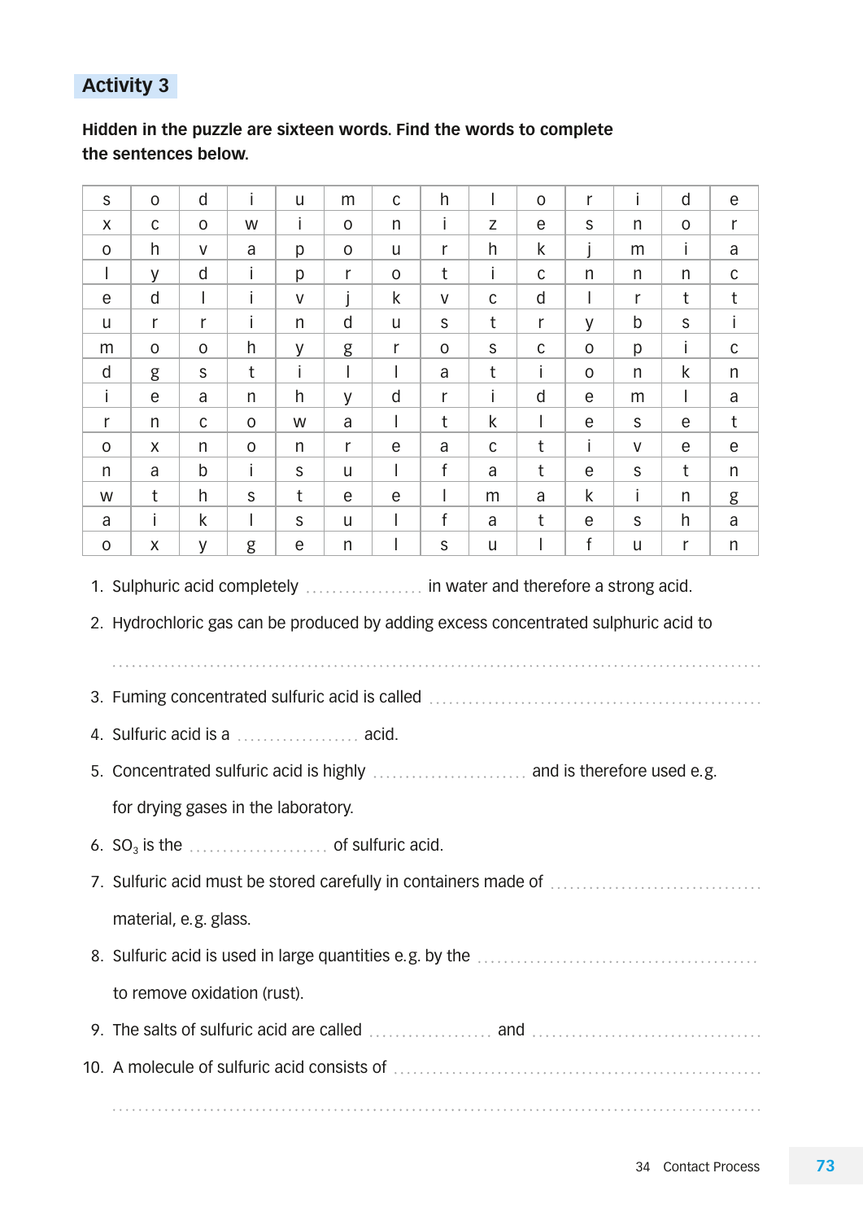## Activity 3

**Hidden in the puzzle are sixteen words. Find the words to complete the sentences below.**

| | | | | | | | | | | | | | |
|---|---|---|---|---|---|---|---|---|---|---|---|---|---|
| s | o | d | i | u | m | c | h | l | o | r | i | d | e |
| x | c | o | w | i | o | n | i | z | e | s | n | o | r |
| o | h | v | a | p | o | u | r | h | k | j | m | i | a |
| l | y | d | i | p | r | o | t | i | c | n | n | n | c |
| e | d | l | i | v | j | k | v | c | d | l | r | t | t |
| u | r | r | i | n | d | u | s | t | r | y | b | s | i |
| m | o | o | h | y | g | r | o | s | c | o | p | i | c |
| d | g | s | t | i | l | l | a | t | i | o | n | k | n |
| i | e | a | n | h | y | d | r | i | d | e | m | l | a |
| r | n | c | o | w | a | l | t | k | l | e | s | e | t |
| o | x | n | o | n | r | e | a | c | t | i | v | e | e |
| n | a | b | i | s | u | l | f | a | t | e | s | t | n |
| w | t | h | s | t | e | e | l | m | a | k | e | n | g |
| a | i | k | l | s | u | l | f | a | t | e | s | h | a |
| o | x | y | g | e | n | l | l | s | u | l | f | u | r | n |

1. Sulphuric acid completely .................. in water and therefore a strong acid.
2. Hydrochloric gas can be produced by adding excess concentrated sulphuric acid to ..........................................................................................
3. Fuming concentrated sulfuric acid is called ..........................................................
4. Sulfuric acid is a .................. acid.
5. Concentrated sulfuric acid is highly ........................ and is therefore used e.g. for drying gases in the laboratory.
6. $SO_3$ is the ..................... of sulfuric acid.
7. Sulfuric acid must be stored carefully in containers made of .................................. material, e.g. glass.
8. Sulfuric acid is used in large quantities e.g. by the ............................................ to remove oxidation (rust).
9. The salts of sulfuric acid are called .................. and ...................................
10. A molecule of sulfuric acid consists of ..........................................................................................................................................................